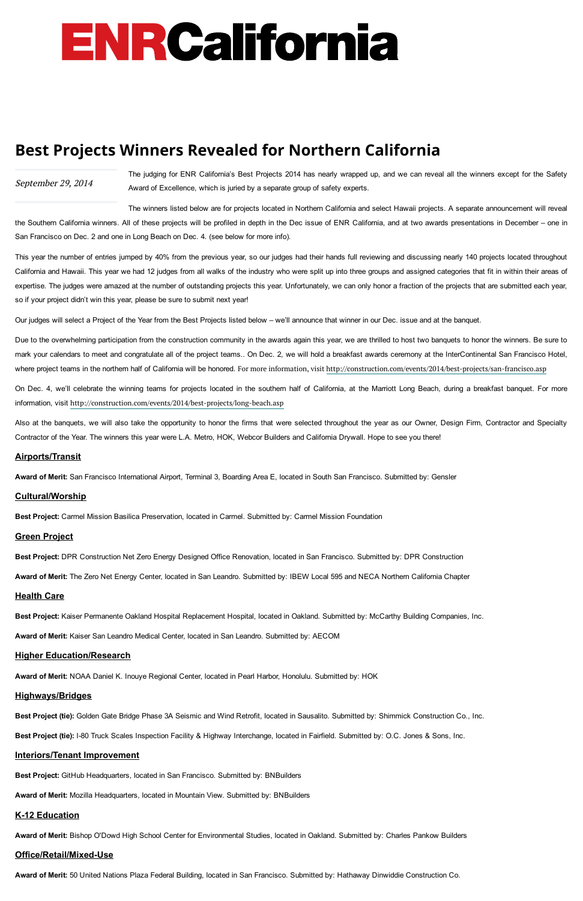# ENRCalifornia

## Best Projects Winners Revealed for Northern California

*September 29, 2014*

The judging for ENR California's Best Projects 2014 has nearly wrapped up, and we can reveal all the winners except for the Safety Award of Excellence, which is juried by a separate group of safety experts.

The winners listed below are for projects located in Northern California and select Hawaii projects. A separate announcement will reveal the Southern California winners. All of these projects will be profiled in depth in the Dec issue of ENR California, and at two awards presentations in December – one in San Francisco on Dec. 2 and one in Long Beach on Dec. 4. (see below for more info).

This year the number of entries jumped by 40% from the previous year, so our judges had their hands full reviewing and discussing nearly 140 projects located throughout California and Hawaii. This year we had 12 judges from all walks of the industry who were split up into three groups and assigned categories that fit in within their areas of expertise. The judges were amazed at the number of outstanding projects this year. Unfortunately, we can only honor a fraction of the projects that are submitted each year, so if your project didn't win this year, please be sure to submit next year!

Our judges will select a Project of the Year from the Best Projects listed below – we'll announce that winner in our Dec. issue and at the banquet.

Due to the overwhelming participation from the construction community in the awards again this year, we are thrilled to host two banquets to honor the winners. Be sure to mark your calendars to meet and congratulate all of the project teams.. On Dec. 2, we will hold a breakfast awards ceremony at the InterContinental San Francisco Hotel, where project teams in the northern half of California will be honored. For more information, visit http://construction.com/events/2014/best-projects/san-francisco.asp

On Dec. 4, we'll celebrate the winning teams for projects located in the southern half of California, at the Marriott Long Beach, during a breakfast banquet. For more information, visit http://construction.com/events/2014/best-projects/long-beach.asp

Also at the banquets, we will also take the opportunity to honor the firms that were selected throughout the year as our Owner, Design Firm, Contractor and Specialty Contractor of the Year. The winners this year were L.A. Metro, HOK, Webcor Builders and California Drywall. Hope to see you there!

### Airports/Transit

**Award of Merit:** San Francisco International Airport, Terminal 3, Boarding Area E, located in South San Francisco. Submitted by: Gensler

### Cultural/Worship

**Best Project:** Carmel Mission Basilica Preservation, located in Carmel. Submitted by: Carmel Mission Foundation

### Green Project

**Best Project:** DPR Construction Net Zero Energy Designed Office Renovation, located in San Francisco. Submitted by: DPR Construction

**Award of Merit:** The Zero Net Energy Center, located in San Leandro. Submitted by: IBEW Local 595 and NECA Northern California Chapter

### Health Care

**Best Project:** Kaiser Permanente Oakland Hospital Replacement Hospital, located in Oakland. Submitted by: McCarthy Building Companies, Inc.

**Award of Merit:** Kaiser San Leandro Medical Center, located in San Leandro. Submitted by: AECOM

### Higher Education/Research

**Award of Merit:** NOAA Daniel K. Inouye Regional Center, located in Pearl Harbor, Honolulu. Submitted by: HOK

### Highways/Bridges

**Best Project (tie):** Golden Gate Bridge Phase 3A Seismic and Wind Retrofit, located in Sausalito. Submitted by: Shimmick Construction Co., Inc.

**Best Project (tie):** I-80 Truck Scales Inspection Facility & Highway Interchange, located in Fairfield. Submitted by: O.C. Jones & Sons, Inc.

### Interiors/Tenant Improvement

**Best Project:** GitHub Headquarters, located in San Francisco. Submitted by: BNBuilders

**Award of Merit:** Mozilla Headquarters, located in Mountain View. Submitted by: BNBuilders

### K-12 Education

**Award of Merit:** Bishop O'Dowd High School Center for Environmental Studies, located in Oakland. Submitted by: Charles Pankow Builders

### Office/Retail/Mixed-Use

**Award of Merit:** 50 United Nations Plaza Federal Building, located in San Francisco. Submitted by: Hathaway Dinwiddie Construction Co.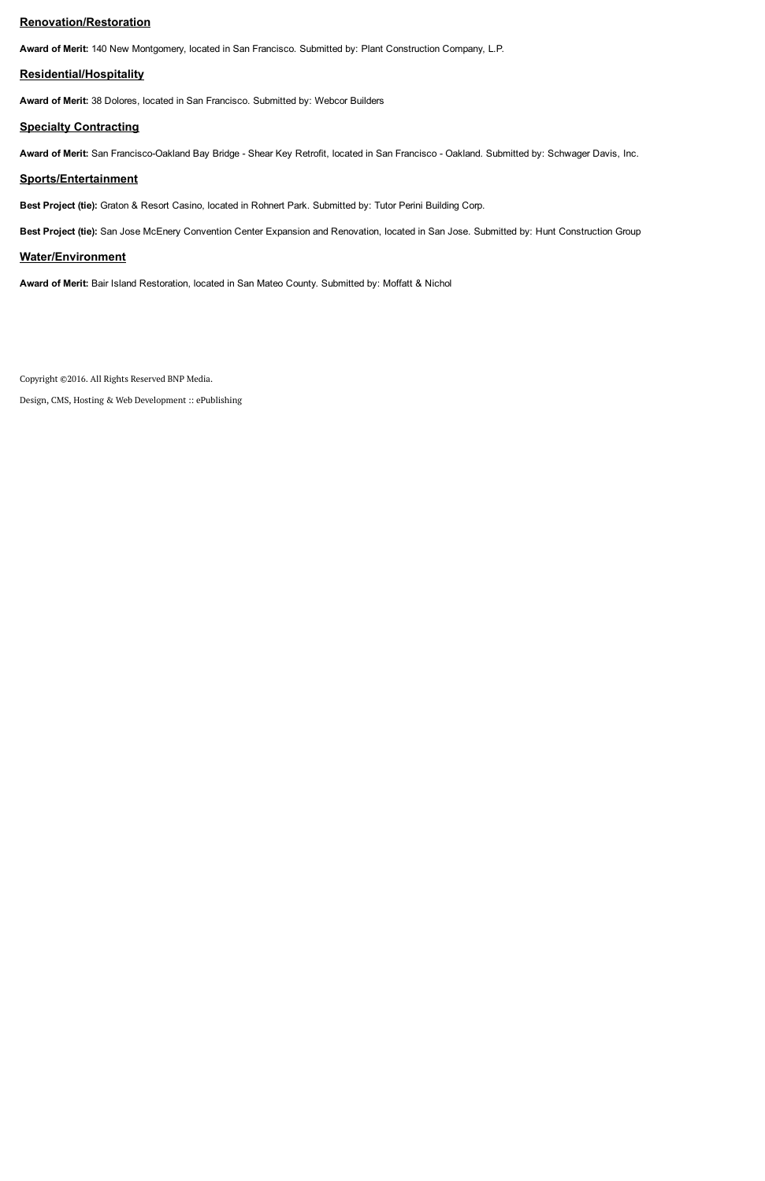## Renovation/Restoration

**Award of Merit:** 140 New Montgomery, located in San Francisco. Submitted by: Plant Construction Company, L.P.

## Residential/Hospitality

**Award of Merit:** 38 Dolores, located in San Francisco. Submitted by: Webcor Builders

## Specialty Contracting

**Award of Merit:** San Francisco-Oakland Bay Bridge - Shear Key Retrofit, located in San Francisco - Oakland. Submitted by: Schwager Davis, Inc.

## Sports/Entertainment

**Best Project (tie):** Graton & Resort Casino, located in Rohnert Park. Submitted by: Tutor Perini Building Corp.

**Best Project (tie):** San Jose McEnery Convention Center Expansion and Renovation, located in San Jose. Submitted by: Hunt Construction Group

## Water/Environment

**Award of Merit:** Bair Island Restoration, located in San Mateo County. Submitted by: Moffatt & Nichol

Copyright ©2016. All Rights Reserved BNP Media.

Design, CMS, Hosting & Web Development :: ePublishing